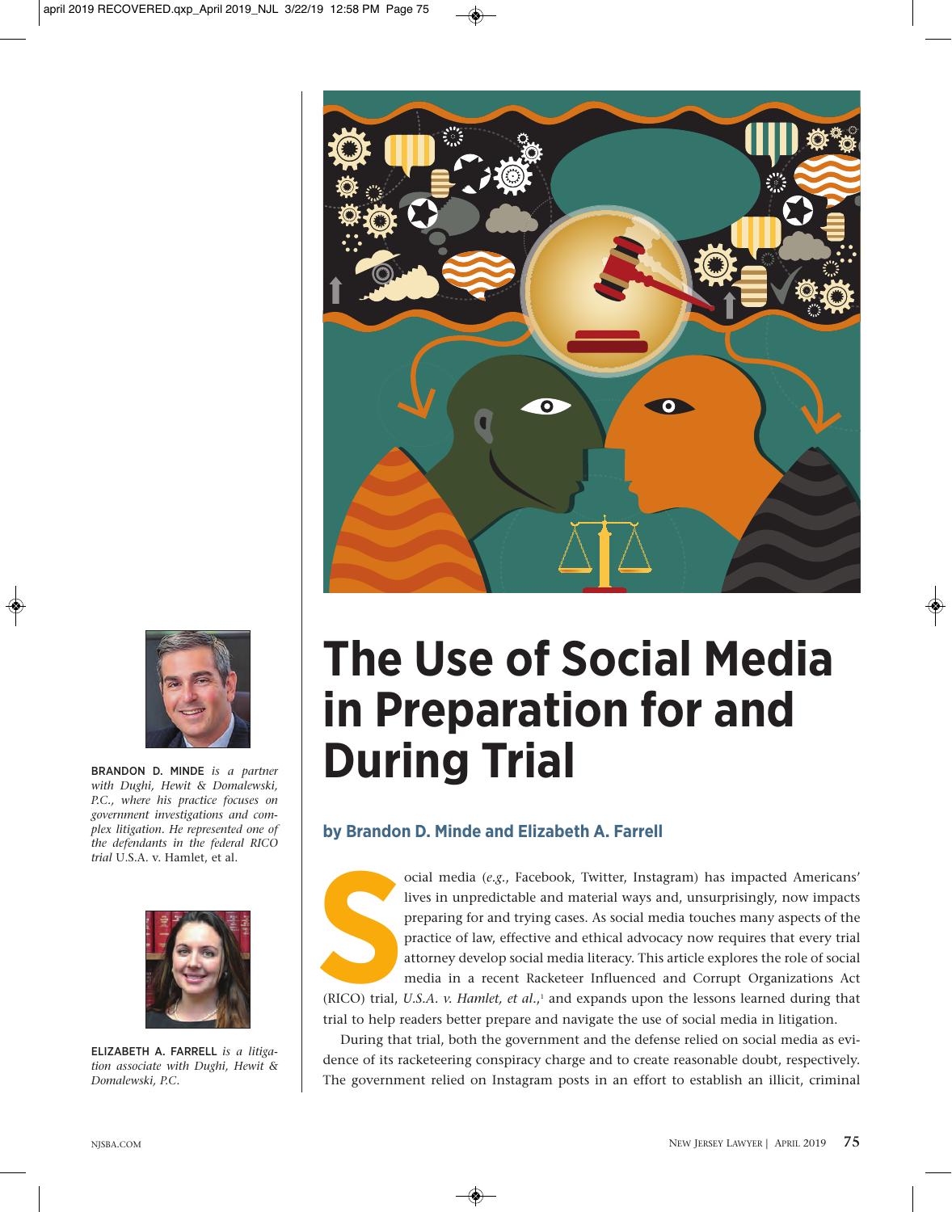# The Use of Social Media in Preparation for and During Trial

**by Brandon D. Minde and Elizabeth A. Farrell**

BRANDON D. MINDE *is a partner with Dughi, Hewit & Domalewski, P.C., where his practice focuses on government investigations and complex litigation. He represented one of the defendants in the federal RICO trial* U.S.A. v. Hamlet, et al.

ELIZABETH A. FARRELL *is a litigation associate with Dughi, Hewit & Domalewski, P.C.*

Social media (*e.g.*, Facebook, Twitter, Instagram) has impacted Americans' lives in unpredictable and material ways and, unsurprisingly, now impacts preparing for and trying cases. As social media touches many aspects of the practice of law, effective and ethical advocacy now requires that every trial attorney develop social media literacy. This article explores the role of social media in a recent Racketeer Influenced and Corrupt Organizations Act (RICO) trial, *U.S.A. v. Hamlet, et al.*,[1] and expands upon the lessons learned during that trial to help readers better prepare and navigate the use of social media in litigation.

During that trial, both the government and the defense relied on social media as evidence of its racketeering conspiracy charge and to create reasonable doubt, respectively. The government relied on Instagram posts in an effort to establish an illicit, criminal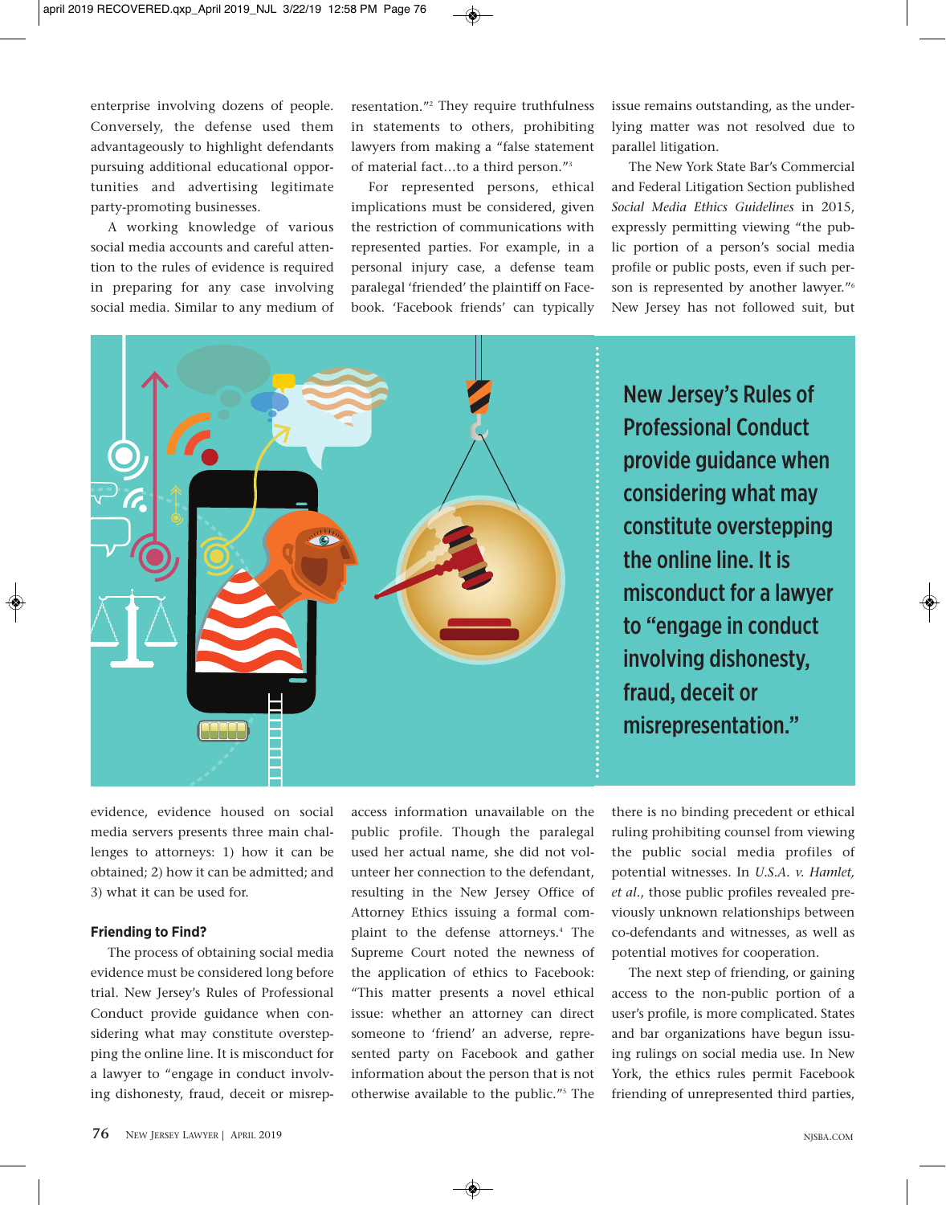enterprise involving dozens of people. Conversely, the defense used them advantageously to highlight defendants pursuing additional educational opportunities and advertising legitimate party-promoting businesses.

A working knowledge of various social media accounts and careful attention to the rules of evidence is required in preparing for any case involving social media. Similar to any medium of evidence, evidence housed on social media servers presents three main challenges to attorneys: 1) how it can be obtained; 2) how it can be admitted; and 3) what it can be used for.

New Jersey's Rules of Professional Conduct provide guidance when considering what may constitute overstepping the online line. It is misconduct for a lawyer to "engage in conduct involving dishonesty, fraud, deceit or misrepresentation."

### Friending to Find?

The process of obtaining social media evidence must be considered long before trial. New Jersey's Rules of Professional Conduct provide guidance when considering what may constitute overstepping the online line. It is misconduct for a lawyer to "engage in conduct involving dishonesty, fraud, deceit or misrepresentation."[2] They require truthfulness in statements to others, prohibiting lawyers from making a "false statement of material fact…to a third person."[3]

For represented persons, ethical implications must be considered, given the restriction of communications with represented parties. For example, in a personal injury case, a defense team paralegal 'friended' the plaintiff on Facebook. 'Facebook friends' can typically access information unavailable on the public profile. Though the paralegal used her actual name, she did not volunteer her connection to the defendant, resulting in the New Jersey Office of Attorney Ethics issuing a formal complaint to the defense attorneys.[4] The Supreme Court noted the newness of the application of ethics to Facebook: "This matter presents a novel ethical issue: whether an attorney can direct someone to 'friend' an adverse, represented party on Facebook and gather information about the person that is not otherwise available to the public."[5] The issue remains outstanding, as the underlying matter was not resolved due to parallel litigation.

The New York State Bar's Commercial and Federal Litigation Section published *Social Media Ethics Guidelines* in 2015, expressly permitting viewing "the public portion of a person's social media profile or public posts, even if such person is represented by another lawyer."[6] New Jersey has not followed suit, but there is no binding precedent or ethical ruling prohibiting counsel from viewing the public social media profiles of potential witnesses. In *U.S.A. v. Hamlet, et al.*, those public profiles revealed previously unknown relationships between co-defendants and witnesses, as well as potential motives for cooperation.

The next step of friending, or gaining access to the non-public portion of a user's profile, is more complicated. States and bar organizations have begun issuing rulings on social media use. In New York, the ethics rules permit Facebook friending of unrepresented third parties,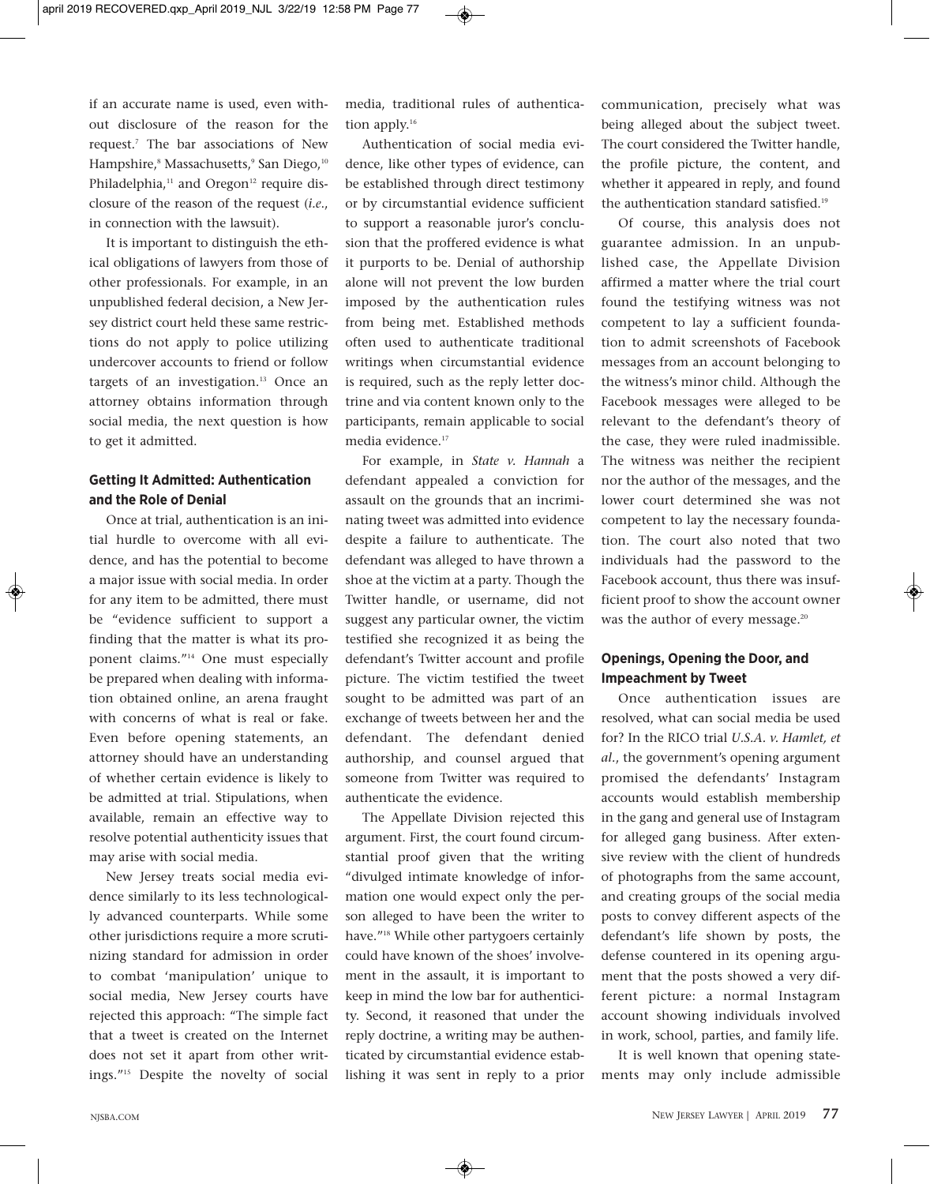if an accurate name is used, even without disclosure of the reason for the request.[7] The bar associations of New Hampshire,[8] Massachusetts,[9] San Diego,[10] Philadelphia,[11] and Oregon[12] require disclosure of the reason of the request (*i.e.*, in connection with the lawsuit).

It is important to distinguish the ethical obligations of lawyers from those of other professionals. For example, in an unpublished federal decision, a New Jersey district court held these same restrictions do not apply to police utilizing undercover accounts to friend or follow targets of an investigation.[13] Once an attorney obtains information through social media, the next question is how to get it admitted.

### Getting It Admitted: Authentication and the Role of Denial

Once at trial, authentication is an initial hurdle to overcome with all evidence, and has the potential to become a major issue with social media. In order for any item to be admitted, there must be "evidence sufficient to support a finding that the matter is what its proponent claims."[14] One must especially be prepared when dealing with information obtained online, an arena fraught with concerns of what is real or fake. Even before opening statements, an attorney should have an understanding of whether certain evidence is likely to be admitted at trial. Stipulations, when available, remain an effective way to resolve potential authenticity issues that may arise with social media.

New Jersey treats social media evidence similarly to its less technologically advanced counterparts. While some other jurisdictions require a more scrutinizing standard for admission in order to combat 'manipulation' unique to social media, New Jersey courts have rejected this approach: "The simple fact that a tweet is created on the Internet does not set it apart from other writings."[15] Despite the novelty of social media, traditional rules of authentication apply.[16]

Authentication of social media evidence, like other types of evidence, can be established through direct testimony or by circumstantial evidence sufficient to support a reasonable juror's conclusion that the proffered evidence is what it purports to be. Denial of authorship alone will not prevent the low burden imposed by the authentication rules from being met. Established methods often used to authenticate traditional writings when circumstantial evidence is required, such as the reply letter doctrine and via content known only to the participants, remain applicable to social media evidence.[17]

For example, in *State v. Hannah* a defendant appealed a conviction for assault on the grounds that an incriminating tweet was admitted into evidence despite a failure to authenticate. The defendant was alleged to have thrown a shoe at the victim at a party. Though the Twitter handle, or username, did not suggest any particular owner, the victim testified she recognized it as being the defendant's Twitter account and profile picture. The victim testified the tweet sought to be admitted was part of an exchange of tweets between her and the defendant. The defendant denied authorship, and counsel argued that someone from Twitter was required to authenticate the evidence.

The Appellate Division rejected this argument. First, the court found circumstantial proof given that the writing "divulged intimate knowledge of information one would expect only the person alleged to have been the writer to have."[18] While other partygoers certainly could have known of the shoes' involvement in the assault, it is important to keep in mind the low bar for authenticity. Second, it reasoned that under the reply doctrine, a writing may be authenticated by circumstantial evidence establishing it was sent in reply to a prior communication, precisely what was being alleged about the subject tweet. The court considered the Twitter handle, the profile picture, the content, and whether it appeared in reply, and found the authentication standard satisfied.[19]

Of course, this analysis does not guarantee admission. In an unpublished case, the Appellate Division affirmed a matter where the trial court found the testifying witness was not competent to lay a sufficient foundation to admit screenshots of Facebook messages from an account belonging to the witness's minor child. Although the Facebook messages were alleged to be relevant to the defendant's theory of the case, they were ruled inadmissible. The witness was neither the recipient nor the author of the messages, and the lower court determined she was not competent to lay the necessary foundation. The court also noted that two individuals had the password to the Facebook account, thus there was insufficient proof to show the account owner was the author of every message.[20]

### Openings, Opening the Door, and Impeachment by Tweet

Once authentication issues are resolved, what can social media be used for? In the RICO trial *U.S.A. v. Hamlet, et al.*, the government's opening argument promised the defendants' Instagram accounts would establish membership in the gang and general use of Instagram for alleged gang business. After extensive review with the client of hundreds of photographs from the same account, and creating groups of the social media posts to convey different aspects of the defendant's life shown by posts, the defense countered in its opening argument that the posts showed a very different picture: a normal Instagram account showing individuals involved in work, school, parties, and family life.

It is well known that opening statements may only include admissible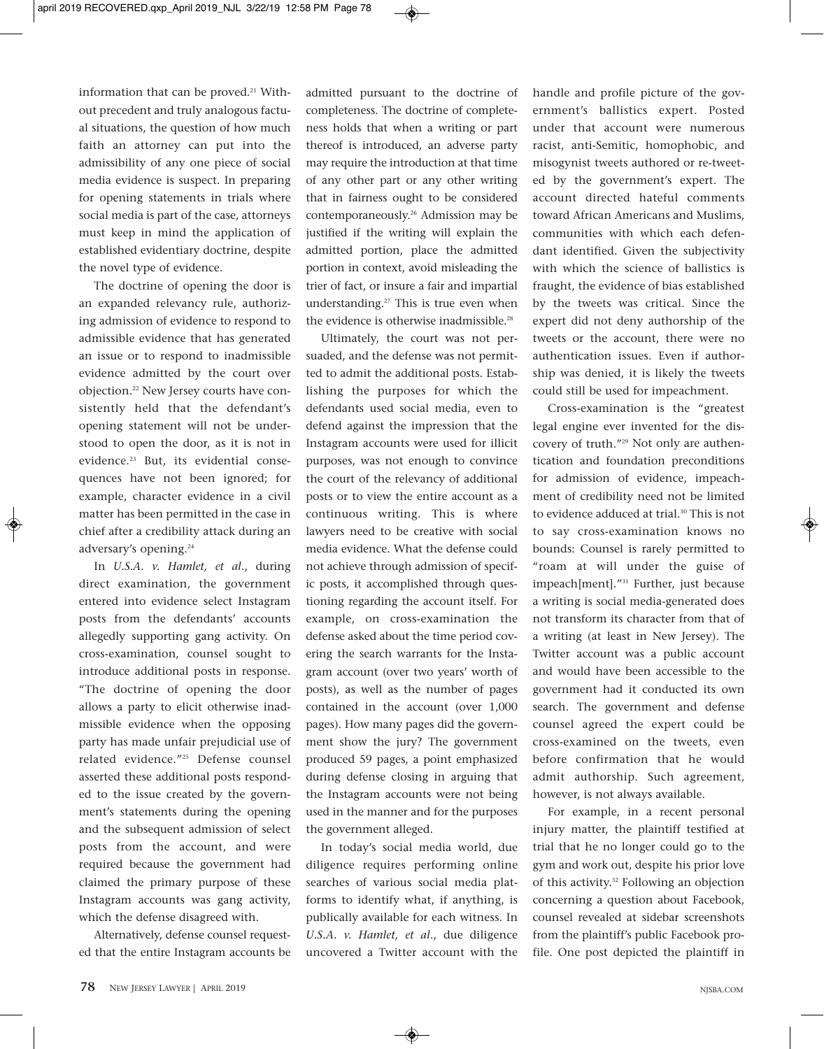information that can be proved.[21] Without precedent and truly analogous factual situations, the question of how much faith an attorney can put into the admissibility of any one piece of social media evidence is suspect. In preparing for opening statements in trials where social media is part of the case, attorneys must keep in mind the application of established evidentiary doctrine, despite the novel type of evidence.

The doctrine of opening the door is an expanded relevancy rule, authorizing admission of evidence to respond to admissible evidence that has generated an issue or to respond to inadmissible evidence admitted by the court over objection.[22] New Jersey courts have consistently held that the defendant's opening statement will not be understood to open the door, as it is not in evidence.[23] But, its evidential consequences have not been ignored; for example, character evidence in a civil matter has been permitted in the case in chief after a credibility attack during an adversary's opening.[24]

In *U.S.A. v. Hamlet, et al.*, during direct examination, the government entered into evidence select Instagram posts from the defendants' accounts allegedly supporting gang activity. On cross-examination, counsel sought to introduce additional posts in response. "The doctrine of opening the door allows a party to elicit otherwise inadmissible evidence when the opposing party has made unfair prejudicial use of related evidence."[25] Defense counsel asserted these additional posts responded to the issue created by the government's statements during the opening and the subsequent admission of select posts from the account, and were required because the government had claimed the primary purpose of these Instagram accounts was gang activity, which the defense disagreed with.

Alternatively, defense counsel requested that the entire Instagram accounts be admitted pursuant to the doctrine of completeness. The doctrine of completeness holds that when a writing or part thereof is introduced, an adverse party may require the introduction at that time of any other part or any other writing that in fairness ought to be considered contemporaneously.[26] Admission may be justified if the writing will explain the admitted portion, place the admitted portion in context, avoid misleading the trier of fact, or insure a fair and impartial understanding.[27] This is true even when the evidence is otherwise inadmissible.[28]

Ultimately, the court was not persuaded, and the defense was not permitted to admit the additional posts. Establishing the purposes for which the defendants used social media, even to defend against the impression that the Instagram accounts were used for illicit purposes, was not enough to convince the court of the relevancy of additional posts or to view the entire account as a continuous writing. This is where lawyers need to be creative with social media evidence. What the defense could not achieve through admission of specific posts, it accomplished through questioning regarding the account itself. For example, on cross-examination the defense asked about the time period covering the search warrants for the Instagram account (over two years' worth of posts), as well as the number of pages contained in the account (over 1,000 pages). How many pages did the government show the jury? The government produced 59 pages, a point emphasized during defense closing in arguing that the Instagram accounts were not being used in the manner and for the purposes the government alleged.

In today's social media world, due diligence requires performing online searches of various social media platforms to identify what, if anything, is publically available for each witness. In *U.S.A. v. Hamlet, et al.*, due diligence uncovered a Twitter account with the handle and profile picture of the government's ballistics expert. Posted under that account were numerous racist, anti-Semitic, homophobic, and misogynist tweets authored or re-tweeted by the government's expert. The account directed hateful comments toward African Americans and Muslims, communities with which each defendant identified. Given the subjectivity with which the science of ballistics is fraught, the evidence of bias established by the tweets was critical. Since the expert did not deny authorship of the tweets or the account, there were no authentication issues. Even if authorship was denied, it is likely the tweets could still be used for impeachment.

Cross-examination is the "greatest legal engine ever invented for the discovery of truth."[29] Not only are authentication and foundation preconditions for admission of evidence, impeachment of credibility need not be limited to evidence adduced at trial.[30] This is not to say cross-examination knows no bounds: Counsel is rarely permitted to "roam at will under the guise of impeach[ment]."[31] Further, just because a writing is social media-generated does not transform its character from that of a writing (at least in New Jersey). The Twitter account was a public account and would have been accessible to the government had it conducted its own search. The government and defense counsel agreed the expert could be cross-examined on the tweets, even before confirmation that he would admit authorship. Such agreement, however, is not always available.

For example, in a recent personal injury matter, the plaintiff testified at trial that he no longer could go to the gym and work out, despite his prior love of this activity.[32] Following an objection concerning a question about Facebook, counsel revealed at sidebar screenshots from the plaintiff's public Facebook profile. One post depicted the plaintiff in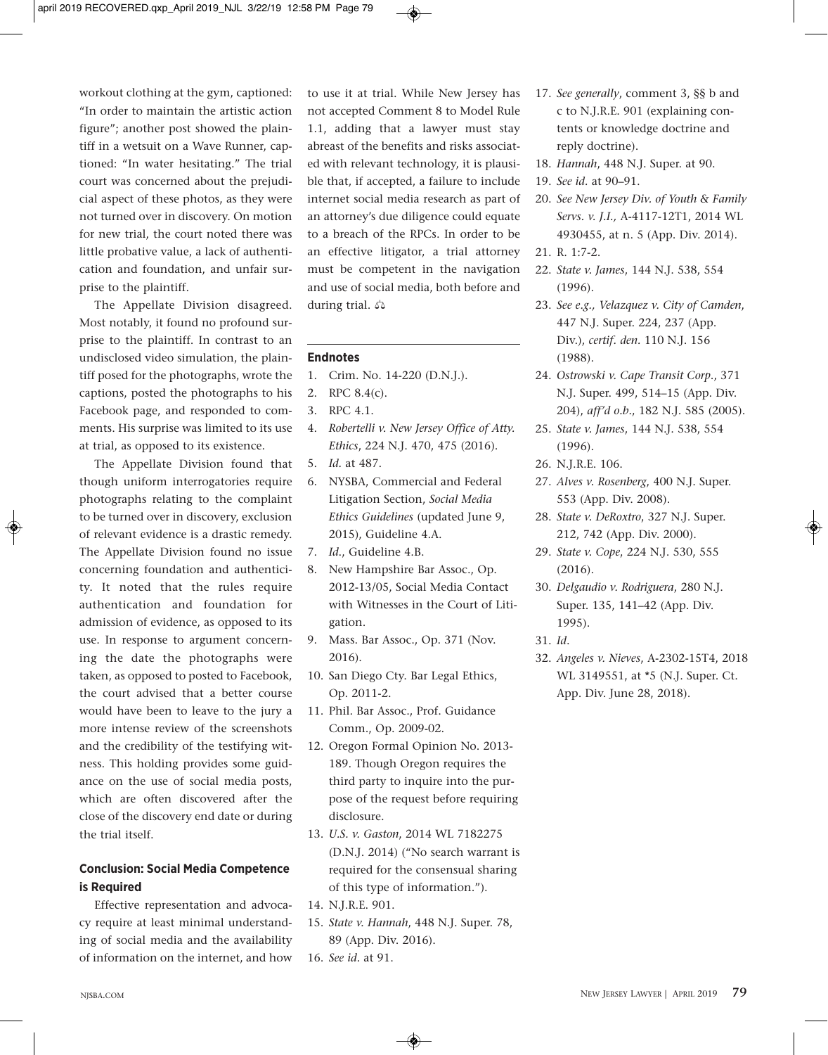workout clothing at the gym, captioned: "In order to maintain the artistic action figure"; another post showed the plaintiff in a wetsuit on a Wave Runner, captioned: "In water hesitating." The trial court was concerned about the prejudicial aspect of these photos, as they were not turned over in discovery. On motion for new trial, the court noted there was little probative value, a lack of authentication and foundation, and unfair surprise to the plaintiff.

The Appellate Division disagreed. Most notably, it found no profound surprise to the plaintiff. In contrast to an undisclosed video simulation, the plaintiff posed for the photographs, wrote the captions, posted the photographs to his Facebook page, and responded to comments. His surprise was limited to its use at trial, as opposed to its existence.

The Appellate Division found that though uniform interrogatories require photographs relating to the complaint to be turned over in discovery, exclusion of relevant evidence is a drastic remedy. The Appellate Division found no issue concerning foundation and authenticity. It noted that the rules require authentication and foundation for admission of evidence, as opposed to its use. In response to argument concerning the date the photographs were taken, as opposed to posted to Facebook, the court advised that a better course would have been to leave to the jury a more intense review of the screenshots and the credibility of the testifying witness. This holding provides some guidance on the use of social media posts, which are often discovered after the close of the discovery end date or during the trial itself.

## Conclusion: Social Media Competence is Required

Effective representation and advocacy require at least minimal understanding of social media and the availability of information on the internet, and how to use it at trial. While New Jersey has not accepted Comment 8 to Model Rule 1.1, adding that a lawyer must stay abreast of the benefits and risks associated with relevant technology, it is plausible that, if accepted, a failure to include internet social media research as part of an attorney's due diligence could equate to a breach of the RPCs. In order to be an effective litigator, a trial attorney must be competent in the navigation and use of social media, both before and during trial.

### Endnotes

1. Crim. No. 14-220 (D.N.J.).
2. RPC 8.4(c).
3. RPC 4.1.
4. *Robertelli v. New Jersey Office of Atty. Ethics*, 224 N.J. 470, 475 (2016).
5. *Id.* at 487.
6. NYSBA, Commercial and Federal Litigation Section, *Social Media Ethics Guidelines* (updated June 9, 2015), Guideline 4.A.
7. *Id.*, Guideline 4.B.
8. New Hampshire Bar Assoc., Op. 2012-13/05, Social Media Contact with Witnesses in the Court of Litigation.
9. Mass. Bar Assoc., Op. 371 (Nov. 2016).
10. San Diego Cty. Bar Legal Ethics, Op. 2011-2.
11. Phil. Bar Assoc., Prof. Guidance Comm., Op. 2009-02.
12. Oregon Formal Opinion No. 2013-189. Though Oregon requires the third party to inquire into the purpose of the request before requiring disclosure.
13. *U.S. v. Gaston*, 2014 WL 7182275 (D.N.J. 2014) ("No search warrant is required for the consensual sharing of this type of information.").
14. N.J.R.E. 901.
15. *State v. Hannah*, 448 N.J. Super. 78, 89 (App. Div. 2016).
16. *See id.* at 91.
17. *See generally*, comment 3, §§ b and c to N.J.R.E. 901 (explaining contents or knowledge doctrine and reply doctrine).
18. *Hannah*, 448 N.J. Super. at 90.
19. *See id.* at 90–91.
20. *See New Jersey Div. of Youth & Family Servs. v. J.I.,* A-4117-12T1, 2014 WL 4930455, at n. 5 (App. Div. 2014).
21. R. 1:7-2.
22. *State v. James*, 144 N.J. 538, 554 (1996).
23. *See e.g., Velazquez v. City of Camden*, 447 N.J. Super. 224, 237 (App. Div.), *certif. den.* 110 N.J. 156 (1988).
24. *Ostrowski v. Cape Transit Corp.*, 371 N.J. Super. 499, 514–15 (App. Div. 204), *aff'd o.b.*, 182 N.J. 585 (2005).
25. *State v. James*, 144 N.J. 538, 554 (1996).
26. N.J.R.E. 106.
27. *Alves v. Rosenberg*, 400 N.J. Super. 553 (App. Div. 2008).
28. *State v. DeRoxtro*, 327 N.J. Super. 212, 742 (App. Div. 2000).
29. *State v. Cope*, 224 N.J. 530, 555 (2016).
30. *Delgaudio v. Rodriguera*, 280 N.J. Super. 135, 141–42 (App. Div. 1995).
31. *Id.*
32. *Angeles v. Nieves*, A-2302-15T4, 2018 WL 3149551, at *5 (N.J. Super. Ct. App. Div. June 28, 2018).